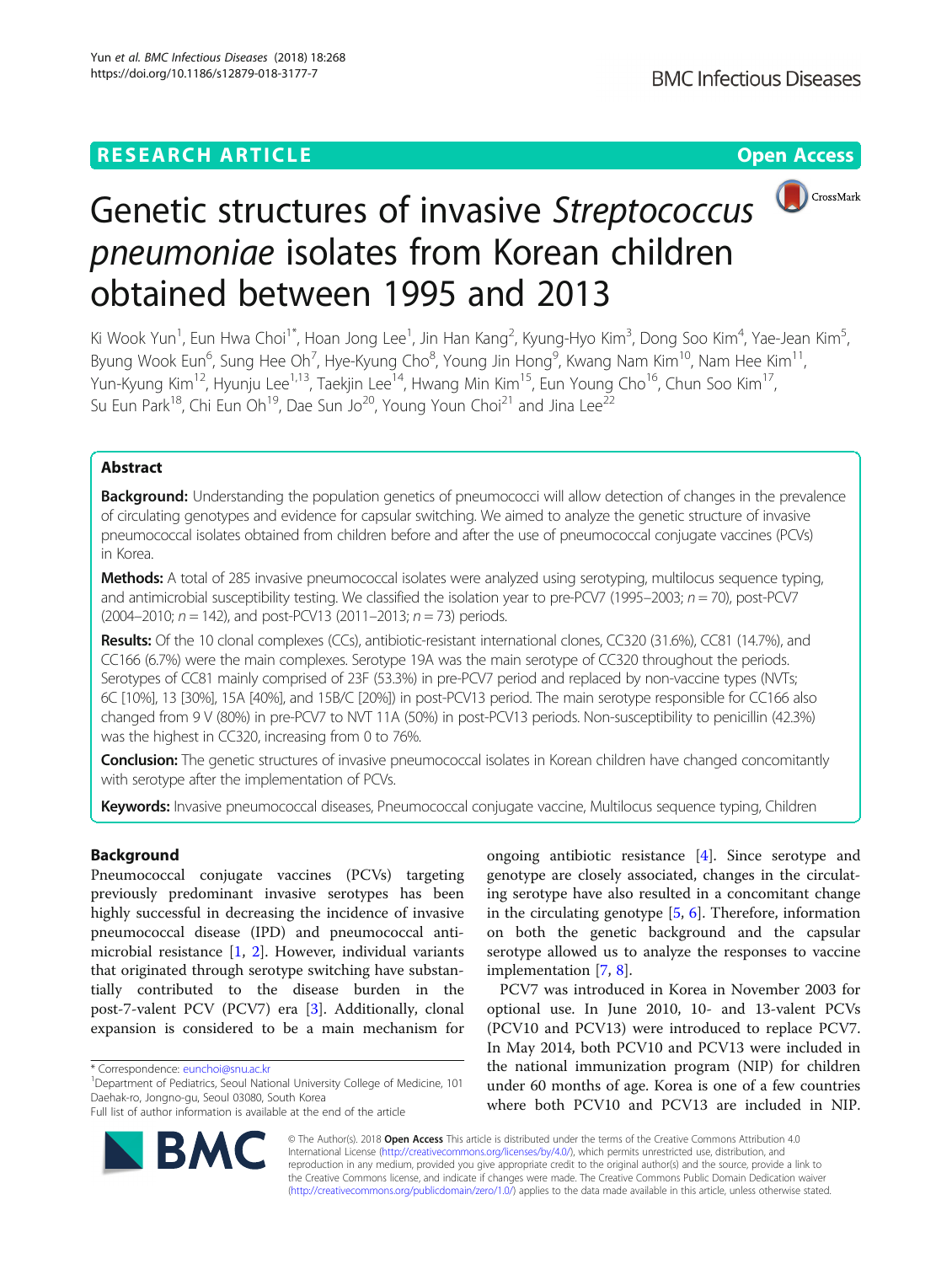RESEARCH ARTICLE

Open Access

# Genetic structures of invasive *Streptococcus pneumoniae* isolates from Korean children obtained between 1995 and 2013

Ki Wook Yun[1], Eun Hwa Choi[1*], Hoan Jong Lee[1], Jin Han Kang[2], Kyung-Hyo Kim[3], Dong Soo Kim[4], Yae-Jean Kim[5], Byung Wook Eun[6], Sung Hee Oh[7], Hye-Kyung Cho[8], Young Jin Hong[9], Kwang Nam Kim[10], Nam Hee Kim[11], Yun-Kyung Kim[12], Hyunju Lee[1,13], Taekjin Lee[14], Hwang Min Kim[15], Eun Young Cho[16], Chun Soo Kim[17], Su Eun Park[18], Chi Eun Oh[19], Dae Sun Jo[20], Young Youn Choi[21] and Jina Lee[22]

## Abstract

**Background:** Understanding the population genetics of pneumococci will allow detection of changes in the prevalence of circulating genotypes and evidence for capsular switching. We aimed to analyze the genetic structure of invasive pneumococcal isolates obtained from children before and after the use of pneumococcal conjugate vaccines (PCVs) in Korea.

**Methods:** A total of 285 invasive pneumococcal isolates were analyzed using serotyping, multilocus sequence typing, and antimicrobial susceptibility testing. We classified the isolation year to pre-PCV7 (1995–2003; *n* = 70), post-PCV7 (2004–2010; *n* = 142), and post-PCV13 (2011–2013; *n* = 73) periods.

**Results:** Of the 10 clonal complexes (CCs), antibiotic-resistant international clones, CC320 (31.6%), CC81 (14.7%), and CC166 (6.7%) were the main complexes. Serotype 19A was the main serotype of CC320 throughout the periods. Serotypes of CC81 mainly comprised of 23F (53.3%) in pre-PCV7 period and replaced by non-vaccine types (NVTs; 6C [10%], 13 [30%], 15A [40%], and 15B/C [20%]) in post-PCV13 period. The main serotype responsible for CC166 also changed from 9 V (80%) in pre-PCV7 to NVT 11A (50%) in post-PCV13 periods. Non-susceptibility to penicillin (42.3%) was the highest in CC320, increasing from 0 to 76%.

**Conclusion:** The genetic structures of invasive pneumococcal isolates in Korean children have changed concomitantly with serotype after the implementation of PCVs.

**Keywords:** Invasive pneumococcal diseases, Pneumococcal conjugate vaccine, Multilocus sequence typing, Children

## Background

Pneumococcal conjugate vaccines (PCVs) targeting previously predominant invasive serotypes has been highly successful in decreasing the incidence of invasive pneumococcal disease (IPD) and pneumococcal antimicrobial resistance [1, 2]. However, individual variants that originated through serotype switching have substantially contributed to the disease burden in the post-7-valent PCV (PCV7) era [3]. Additionally, clonal expansion is considered to be a main mechanism for ongoing antibiotic resistance [4]. Since serotype and genotype are closely associated, changes in the circulating serotype have also resulted in a concomitant change in the circulating genotype [5, 6]. Therefore, information on both the genetic background and the capsular serotype allowed us to analyze the responses to vaccine implementation [7, 8].

PCV7 was introduced in Korea in November 2003 for optional use. In June 2010, 10- and 13-valent PCVs (PCV10 and PCV13) were introduced to replace PCV7. In May 2014, both PCV10 and PCV13 were included in the national immunization program (NIP) for children under 60 months of age. Korea is one of a few countries where both PCV10 and PCV13 are included in NIP.

* Correspondence: eunchoi@snu.ac.kr
[1]Department of Pediatrics, Seoul National University College of Medicine, 101 Daehak-ro, Jongno-gu, Seoul 03080, South Korea
Full list of author information is available at the end of the article

© The Author(s). 2018 **Open Access** This article is distributed under the terms of the Creative Commons Attribution 4.0 International License (http://creativecommons.org/licenses/by/4.0/), which permits unrestricted use, distribution, and reproduction in any medium, provided you give appropriate credit to the original author(s) and the source, provide a link to the Creative Commons license, and indicate if changes were made. The Creative Commons Public Domain Dedication waiver (http://creativecommons.org/publicdomain/zero/1.0/) applies to the data made available in this article, unless otherwise stated.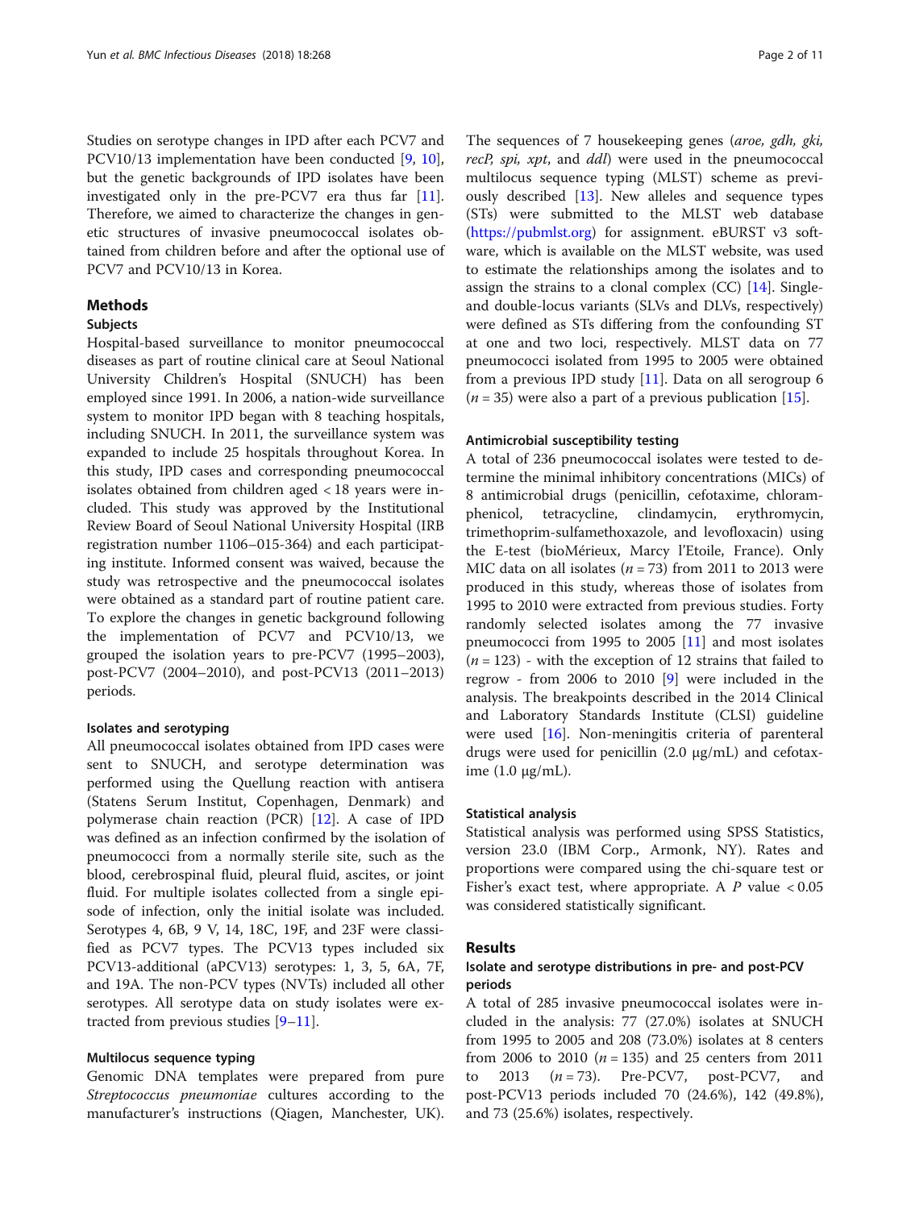Studies on serotype changes in IPD after each PCV7 and PCV10/13 implementation have been conducted [9, 10], but the genetic backgrounds of IPD isolates have been investigated only in the pre-PCV7 era thus far [11]. Therefore, we aimed to characterize the changes in genetic structures of invasive pneumococcal isolates obtained from children before and after the optional use of PCV7 and PCV10/13 in Korea.

## Methods

### Subjects

Hospital-based surveillance to monitor pneumococcal diseases as part of routine clinical care at Seoul National University Children's Hospital (SNUCH) has been employed since 1991. In 2006, a nation-wide surveillance system to monitor IPD began with 8 teaching hospitals, including SNUCH. In 2011, the surveillance system was expanded to include 25 hospitals throughout Korea. In this study, IPD cases and corresponding pneumococcal isolates obtained from children aged < 18 years were included. This study was approved by the Institutional Review Board of Seoul National University Hospital (IRB registration number 1106–015-364) and each participating institute. Informed consent was waived, because the study was retrospective and the pneumococcal isolates were obtained as a standard part of routine patient care. To explore the changes in genetic background following the implementation of PCV7 and PCV10/13, we grouped the isolation years to pre-PCV7 (1995–2003), post-PCV7 (2004–2010), and post-PCV13 (2011–2013) periods.

### Isolates and serotyping

All pneumococcal isolates obtained from IPD cases were sent to SNUCH, and serotype determination was performed using the Quellung reaction with antisera (Statens Serum Institut, Copenhagen, Denmark) and polymerase chain reaction (PCR) [12]. A case of IPD was defined as an infection confirmed by the isolation of pneumococci from a normally sterile site, such as the blood, cerebrospinal fluid, pleural fluid, ascites, or joint fluid. For multiple isolates collected from a single episode of infection, only the initial isolate was included. Serotypes 4, 6B, 9 V, 14, 18C, 19F, and 23F were classified as PCV7 types. The PCV13 types included six PCV13-additional (aPCV13) serotypes: 1, 3, 5, 6A, 7F, and 19A. The non-PCV types (NVTs) included all other serotypes. All serotype data on study isolates were extracted from previous studies [9–11].

### Multilocus sequence typing

Genomic DNA templates were prepared from pure *Streptococcus pneumoniae* cultures according to the manufacturer's instructions (Qiagen, Manchester, UK). The sequences of 7 housekeeping genes (*aroe, gdh, gki, recP, spi, xpt*, and *ddl*) were used in the pneumococcal multilocus sequence typing (MLST) scheme as previously described [13]. New alleles and sequence types (STs) were submitted to the MLST web database (https://pubmlst.org) for assignment. eBURST v3 software, which is available on the MLST website, was used to estimate the relationships among the isolates and to assign the strains to a clonal complex (CC) [14]. Single- and double-locus variants (SLVs and DLVs, respectively) were defined as STs differing from the confounding ST at one and two loci, respectively. MLST data on 77 pneumococci isolated from 1995 to 2005 were obtained from a previous IPD study [11]. Data on all serogroup 6 ($n = 35$) were also a part of a previous publication [15].

### Antimicrobial susceptibility testing

A total of 236 pneumococcal isolates were tested to determine the minimal inhibitory concentrations (MICs) of 8 antimicrobial drugs (penicillin, cefotaxime, chloramphenicol, tetracycline, clindamycin, erythromycin, trimethoprim-sulfamethoxazole, and levofloxacin) using the E-test (bioMérieux, Marcy l'Etoile, France). Only MIC data on all isolates ($n = 73$) from 2011 to 2013 were produced in this study, whereas those of isolates from 1995 to 2010 were extracted from previous studies. Forty randomly selected isolates among the 77 invasive pneumococci from 1995 to 2005 [11] and most isolates ($n = 123$) - with the exception of 12 strains that failed to regrow - from 2006 to 2010 [9] were included in the analysis. The breakpoints described in the 2014 Clinical and Laboratory Standards Institute (CLSI) guideline were used [16]. Non-meningitis criteria of parenteral drugs were used for penicillin (2.0 μg/mL) and cefotaxime (1.0 μg/mL).

### Statistical analysis

Statistical analysis was performed using SPSS Statistics, version 23.0 (IBM Corp., Armonk, NY). Rates and proportions were compared using the chi-square test or Fisher's exact test, where appropriate. A $P$ value $< 0.05$ was considered statistically significant.

## Results

### Isolate and serotype distributions in pre- and post-PCV periods

A total of 285 invasive pneumococcal isolates were included in the analysis: 77 (27.0%) isolates at SNUCH from 1995 to 2005 and 208 (73.0%) isolates at 8 centers from 2006 to 2010 ($n = 135$) and 25 centers from 2011 to 2013 ($n = 73$). Pre-PCV7, post-PCV7, and post-PCV13 periods included 70 (24.6%), 142 (49.8%), and 73 (25.6%) isolates, respectively.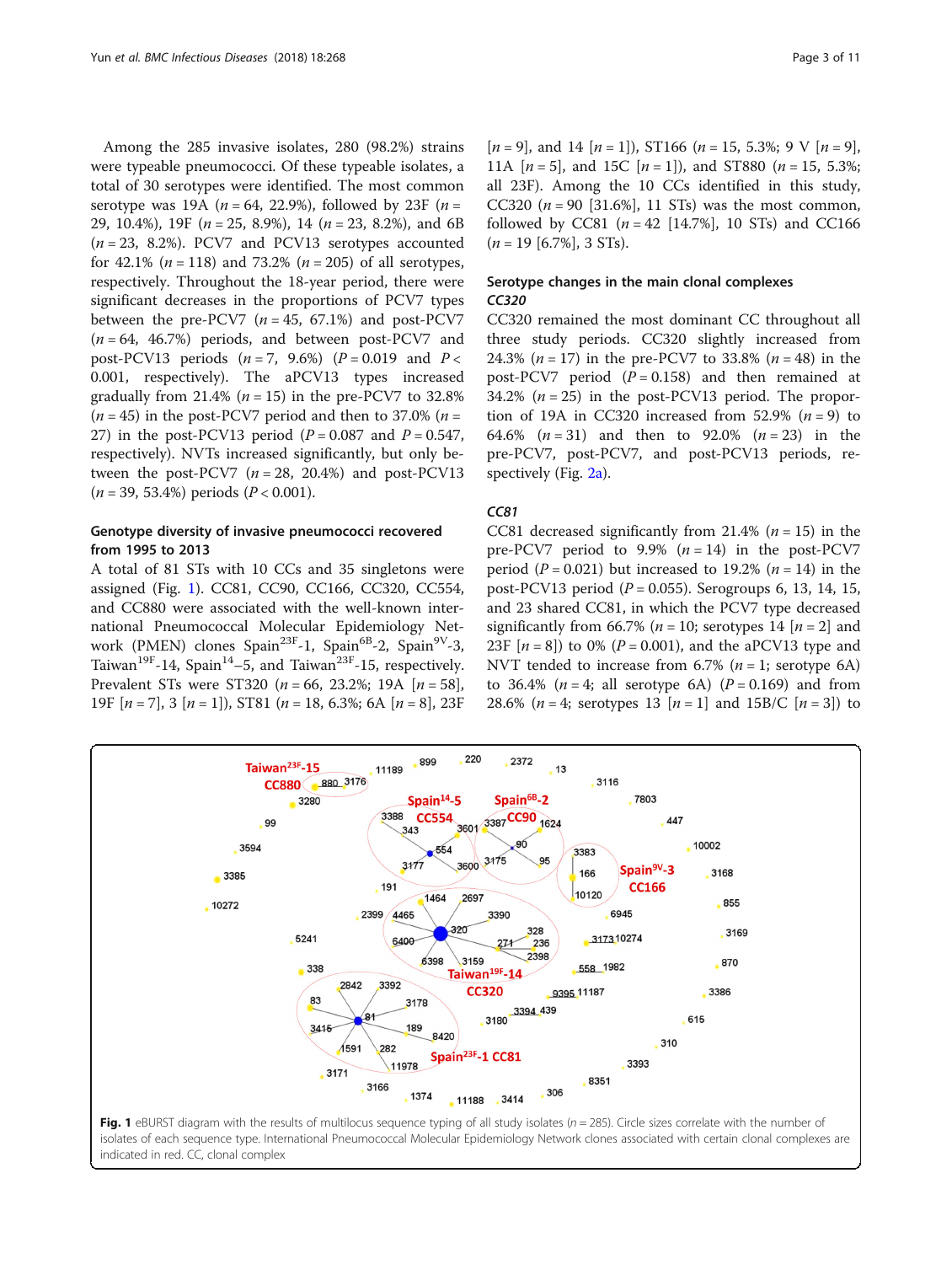Among the 285 invasive isolates, 280 (98.2%) strains were typeable pneumococci. Of these typeable isolates, a total of 30 serotypes were identified. The most common serotype was 19A ($n$ = 64, 22.9%), followed by 23F ($n$ = 29, 10.4%), 19F ($n$ = 25, 8.9%), 14 ($n$ = 23, 8.2%), and 6B ($n$ = 23, 8.2%). PCV7 and PCV13 serotypes accounted for 42.1% ($n$ = 118) and 73.2% ($n$ = 205) of all serotypes, respectively. Throughout the 18-year period, there were significant decreases in the proportions of PCV7 types between the pre-PCV7 ($n$ = 45, 67.1%) and post-PCV7 ($n$ = 64, 46.7%) periods, and between post-PCV7 and post-PCV13 periods ($n$ = 7, 9.6%) ($P$ = 0.019 and $P <$ 0.001, respectively). The aPCV13 types increased gradually from 21.4% ($n$ = 15) in the pre-PCV7 to 32.8% ($n$ = 45) in the post-PCV7 period and then to 37.0% ($n$ = 27) in the post-PCV13 period ($P$ = 0.087 and $P$ = 0.547, respectively). NVTs increased significantly, but only between the post-PCV7 ($n$ = 28, 20.4%) and post-PCV13 ($n$ = 39, 53.4%) periods ($P <$ 0.001).

## Genotype diversity of invasive pneumococci recovered from 1995 to 2013

A total of 81 STs with 10 CCs and 35 singletons were assigned (Fig. 1). CC81, CC90, CC166, CC320, CC554, and CC880 were associated with the well-known international Pneumococcal Molecular Epidemiology Network (PMEN) clones Spain$^{23F}$-1, Spain$^{6B}$-2, Spain$^{9V}$-3, Taiwan$^{19F}$-14, Spain$^{14}$–5, and Taiwan$^{23F}$-15, respectively. Prevalent STs were ST320 ($n$ = 66, 23.2%; 19A [$n$ = 58], 19F [$n$ = 7], 3 [$n$ = 1]), ST81 ($n$ = 18, 6.3%; 6A [$n$ = 8], 23F [$n$ = 9], and 14 [$n$ = 1]), ST166 ($n$ = 15, 5.3%; 9 V [$n$ = 9], 11A [$n$ = 5], and 15C [$n$ = 1]), and ST880 ($n$ = 15, 5.3%; all 23F). Among the 10 CCs identified in this study, CC320 ($n$ = 90 [31.6%], 11 STs) was the most common, followed by CC81 ($n$ = 42 [14.7%], 10 STs) and CC166 ($n$ = 19 [6.7%], 3 STs).

## Serotype changes in the main clonal complexes

### *CC320*

CC320 remained the most dominant CC throughout all three study periods. CC320 slightly increased from 24.3% ($n$ = 17) in the pre-PCV7 to 33.8% ($n$ = 48) in the post-PCV7 period ($P$ = 0.158) and then remained at 34.2% ($n$ = 25) in the post-PCV13 period. The proportion of 19A in CC320 increased from 52.9% ($n$ = 9) to 64.6% ($n$ = 31) and then to 92.0% ($n$ = 23) in the pre-PCV7, post-PCV7, and post-PCV13 periods, respectively (Fig. 2a).

### *CC81*

CC81 decreased significantly from 21.4% ($n$ = 15) in the pre-PCV7 period to 9.9% ($n$ = 14) in the post-PCV7 period ($P$ = 0.021) but increased to 19.2% ($n$ = 14) in the post-PCV13 period ($P$ = 0.055). Serogroups 6, 13, 14, 15, and 23 shared CC81, in which the PCV7 type decreased significantly from 66.7% ($n$ = 10; serotypes 14 [$n$ = 2] and 23F [$n$ = 8]) to 0% ($P$ = 0.001), and the aPCV13 type and NVT tended to increase from 6.7% ($n$ = 1; serotype 6A) to 36.4% ($n$ = 4; all serotype 6A) ($P$ = 0.169) and from 28.6% ($n$ = 4; serotypes 13 [$n$ = 1] and 15B/C [$n$ = 3]) to

**Fig. 1** eBURST diagram with the results of multilocus sequence typing of all study isolates ($n$ = 285). Circle sizes correlate with the number of isolates of each sequence type. International Pneumococcal Molecular Epidemiology Network clones associated with certain clonal complexes are indicated in red. CC, clonal complex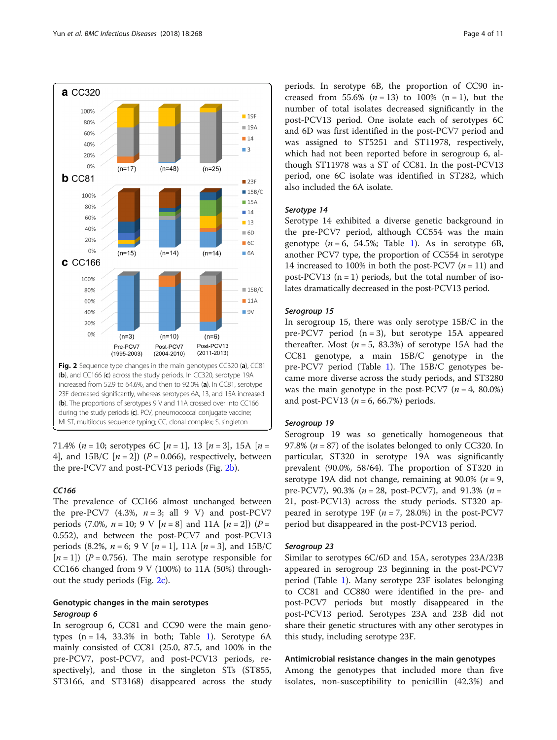Fig. 2 Sequence type changes in the main genotypes CC320 (**a**), CC81 (**b**), and CC166 (**c**) across the study periods. In CC320, serotype 19A increased from 52.9 to 64.6%, and then to 92.0% (**a**). In CC81, serotype 23F decreased significantly, whereas serotypes 6A, 13, and 15A increased (**b**). The proportions of serotypes 9 V and 11A crossed over into CC166 during the study periods (**c**). PCV, pneumococcal conjugate vaccine; MLST, multilocus sequence typing; CC, clonal complex; S, singleton

71.4% ($n = 10$; serotypes 6C [$n = 1$], 13 [$n = 3$], 15A [$n = 4$], and 15B/C [$n = 2$]) ($P = 0.066$), respectively, between the pre-PCV7 and post-PCV13 periods (Fig. 2b).

#### CC166

The prevalence of CC166 almost unchanged between the pre-PCV7 (4.3%, $n = 3$; all 9 V) and post-PCV7 periods (7.0%, $n = 10$; 9 V [$n = 8$] and 11A [$n = 2$]) ($P = 0.552$), and between the post-PCV7 and post-PCV13 periods (8.2%, $n = 6$; 9 V [$n = 1$], 11A [$n = 3$], and 15B/C [$n = 1$]) ($P = 0.756$). The main serotype responsible for CC166 changed from 9 V (100%) to 11A (50%) throughout the study periods (Fig. 2c).

### Genotypic changes in the main serotypes

#### Serogroup 6

In serogroup 6, CC81 and CC90 were the main genotypes (n = 14, 33.3% in both; Table 1). Serotype 6A mainly consisted of CC81 (25.0, 87.5, and 100% in the pre-PCV7, post-PCV7, and post-PCV13 periods, respectively), and those in the singleton STs (ST855, ST3166, and ST3168) disappeared across the study periods. In serotype 6B, the proportion of CC90 increased from 55.6% ($n = 13$) to 100% (n = 1), but the number of total isolates decreased significantly in the post-PCV13 period. One isolate each of serotypes 6C and 6D was first identified in the post-PCV7 period and was assigned to ST5251 and ST11978, respectively, which had not been reported before in serogroup 6, although ST11978 was a ST of CC81. In the post-PCV13 period, one 6C isolate was identified in ST282, which also included the 6A isolate.

#### Serotype 14

Serotype 14 exhibited a diverse genetic background in the pre-PCV7 period, although CC554 was the main genotype ($n = 6$, 54.5%; Table 1). As in serotype 6B, another PCV7 type, the proportion of CC554 in serotype 14 increased to 100% in both the post-PCV7 ($n = 11$) and post-PCV13 (n = 1) periods, but the total number of isolates dramatically decreased in the post-PCV13 period.

#### Serogroup 15

In serogroup 15, there was only serotype 15B/C in the pre-PCV7 period (n = 3), but serotype 15A appeared thereafter. Most ($n = 5$, 83.3%) of serotype 15A had the CC81 genotype, a main 15B/C genotype in the pre-PCV7 period (Table 1). The 15B/C genotypes became more diverse across the study periods, and ST3280 was the main genotype in the post-PCV7 ($n = 4$, 80.0%) and post-PCV13 ($n = 6$, 66.7%) periods.

#### Serogroup 19

Serogroup 19 was so genetically homogeneous that 97.8% ($n = 87$) of the isolates belonged to only CC320. In particular, ST320 in serotype 19A was significantly prevalent (90.0%, 58/64). The proportion of ST320 in serotype 19A did not change, remaining at 90.0% ($n = 9$, pre-PCV7), 90.3% ($n = 28$, post-PCV7), and 91.3% ($n = 21$, post-PCV13) across the study periods. ST320 appeared in serotype 19F ($n = 7$, 28.0%) in the post-PCV7 period but disappeared in the post-PCV13 period.

#### Serogroup 23

Similar to serotypes 6C/6D and 15A, serotypes 23A/23B appeared in serogroup 23 beginning in the post-PCV7 period (Table 1). Many serotype 23F isolates belonging to CC81 and CC880 were identified in the pre- and post-PCV7 periods but mostly disappeared in the post-PCV13 period. Serotypes 23A and 23B did not share their genetic structures with any other serotypes in this study, including serotype 23F.

### Antimicrobial resistance changes in the main genotypes

Among the genotypes that included more than five isolates, non-susceptibility to penicillin (42.3%) and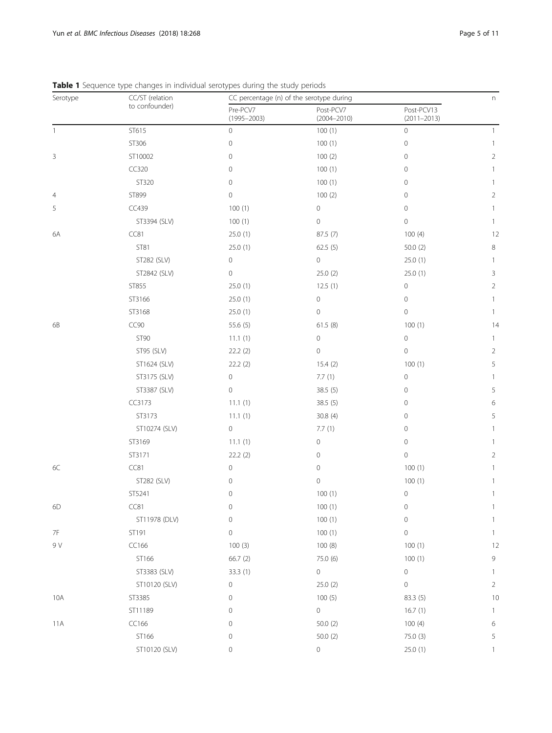**Table 1** Sequence type changes in individual serotypes during the study periods

| Serotype | CC/ST (relation to confounder) | CC percentage (n) of the serotype during | | | n |
|---|---|---|---|---|---|
| | | Pre-PCV7 (1995–2003) | Post-PCV7 (2004–2010) | Post-PCV13 (2011–2013) | |
| 1 | ST615 | 0 | 100 (1) | 0 | 1 |
| | ST306 | 0 | 100 (1) | 0 | 1 |
| 3 | ST10002 | 0 | 100 (2) | 0 | 2 |
| | CC320 | 0 | 100 (1) | 0 | 1 |
| | ST320 | 0 | 100 (1) | 0 | 1 |
| 4 | ST899 | 0 | 100 (2) | 0 | 2 |
| 5 | CC439 | 100 (1) | 0 | 0 | 1 |
| | ST3394 (SLV) | 100 (1) | 0 | 0 | 1 |
| 6A | CC81 | 25.0 (1) | 87.5 (7) | 100 (4) | 12 |
| | ST81 | 25.0 (1) | 62.5 (5) | 50.0 (2) | 8 |
| | ST282 (SLV) | 0 | 0 | 25.0 (1) | 1 |
| | ST2842 (SLV) | 0 | 25.0 (2) | 25.0 (1) | 3 |
| | ST855 | 25.0 (1) | 12.5 (1) | 0 | 2 |
| | ST3166 | 25.0 (1) | 0 | 0 | 1 |
| | ST3168 | 25.0 (1) | 0 | 0 | 1 |
| 6B | CC90 | 55.6 (5) | 61.5 (8) | 100 (1) | 14 |
| | ST90 | 11.1 (1) | 0 | 0 | 1 |
| | ST95 (SLV) | 22.2 (2) | 0 | 0 | 2 |
| | ST1624 (SLV) | 22.2 (2) | 15.4 (2) | 100 (1) | 5 |
| | ST3175 (SLV) | 0 | 7.7 (1) | 0 | 1 |
| | ST3387 (SLV) | 0 | 38.5 (5) | 0 | 5 |
| | CC3173 | 11.1 (1) | 38.5 (5) | 0 | 6 |
| | ST3173 | 11.1 (1) | 30.8 (4) | 0 | 5 |
| | ST10274 (SLV) | 0 | 7.7 (1) | 0 | 1 |
| | ST3169 | 11.1 (1) | 0 | 0 | 1 |
| | ST3171 | 22.2 (2) | 0 | 0 | 2 |
| 6C | CC81 | 0 | 0 | 100 (1) | 1 |
| | ST282 (SLV) | 0 | 0 | 100 (1) | 1 |
| | ST5241 | 0 | 100 (1) | 0 | 1 |
| 6D | CC81 | 0 | 100 (1) | 0 | 1 |
| | ST11978 (DLV) | 0 | 100 (1) | 0 | 1 |
| 7F | ST191 | 0 | 100 (1) | 0 | 1 |
| 9 V | CC166 | 100 (3) | 100 (8) | 100 (1) | 12 |
| | ST166 | 66.7 (2) | 75.0 (6) | 100 (1) | 9 |
| | ST3383 (SLV) | 33.3 (1) | 0 | 0 | 1 |
| | ST10120 (SLV) | 0 | 25.0 (2) | 0 | 2 |
| 10A | ST3385 | 0 | 100 (5) | 83.3 (5) | 10 |
| | ST11189 | 0 | 0 | 16.7 (1) | 1 |
| 11A | CC166 | 0 | 50.0 (2) | 100 (4) | 6 |
| | ST166 | 0 | 50.0 (2) | 75.0 (3) | 5 |
| | ST10120 (SLV) | 0 | 0 | 25.0 (1) | 1 |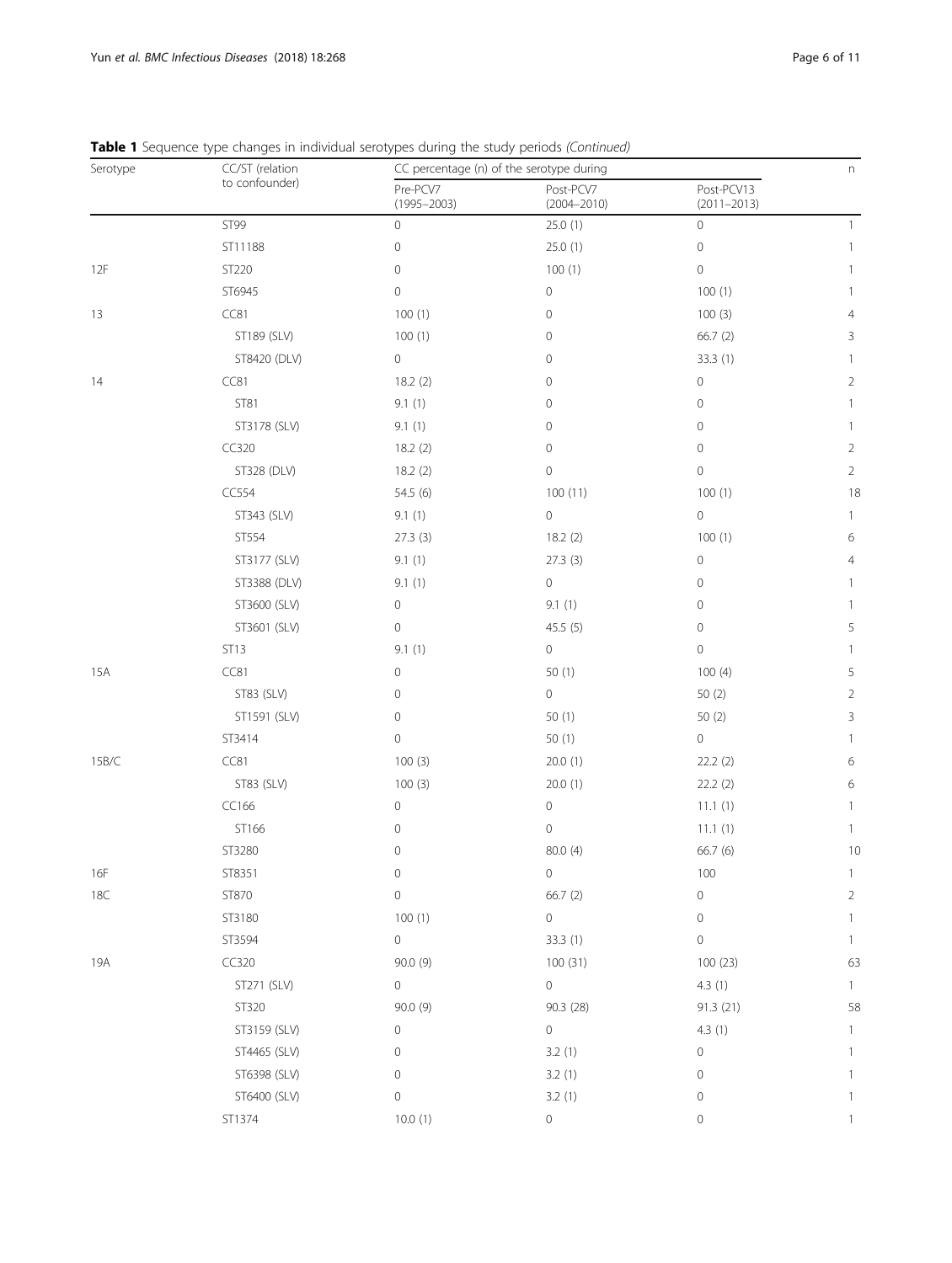**Table 1** Sequence type changes in individual serotypes during the study periods *(Continued)*

| Serotype | CC/ST (relation to confounder) | CC percentage (n) of the serotype during | | | n |
|---|---|---|---|---|---|
| | | Pre-PCV7 (1995–2003) | Post-PCV7 (2004–2010) | Post-PCV13 (2011–2013) | |
| | ST99 | 0 | 25.0 (1) | 0 | 1 |
| | ST11188 | 0 | 25.0 (1) | 0 | 1 |
| 12F | ST220 | 0 | 100 (1) | 0 | 1 |
| | ST6945 | 0 | 0 | 100 (1) | 1 |
| 13 | CC81 | 100 (1) | 0 | 100 (3) | 4 |
| | ST189 (SLV) | 100 (1) | 0 | 66.7 (2) | 3 |
| | ST8420 (DLV) | 0 | 0 | 33.3 (1) | 1 |
| 14 | CC81 | 18.2 (2) | 0 | 0 | 2 |
| | ST81 | 9.1 (1) | 0 | 0 | 1 |
| | ST3178 (SLV) | 9.1 (1) | 0 | 0 | 1 |
| | CC320 | 18.2 (2) | 0 | 0 | 2 |
| | ST328 (DLV) | 18.2 (2) | 0 | 0 | 2 |
| | CC554 | 54.5 (6) | 100 (11) | 100 (1) | 18 |
| | ST343 (SLV) | 9.1 (1) | 0 | 0 | 1 |
| | ST554 | 27.3 (3) | 18.2 (2) | 100 (1) | 6 |
| | ST3177 (SLV) | 9.1 (1) | 27.3 (3) | 0 | 4 |
| | ST3388 (DLV) | 9.1 (1) | 0 | 0 | 1 |
| | ST3600 (SLV) | 0 | 9.1 (1) | 0 | 1 |
| | ST3601 (SLV) | 0 | 45.5 (5) | 0 | 5 |
| | ST13 | 9.1 (1) | 0 | 0 | 1 |
| 15A | CC81 | 0 | 50 (1) | 100 (4) | 5 |
| | ST83 (SLV) | 0 | 0 | 50 (2) | 2 |
| | ST1591 (SLV) | 0 | 50 (1) | 50 (2) | 3 |
| | ST3414 | 0 | 50 (1) | 0 | 1 |
| 15B/C | CC81 | 100 (3) | 20.0 (1) | 22.2 (2) | 6 |
| | ST83 (SLV) | 100 (3) | 20.0 (1) | 22.2 (2) | 6 |
| | CC166 | 0 | 0 | 11.1 (1) | 1 |
| | ST166 | 0 | 0 | 11.1 (1) | 1 |
| | ST3280 | 0 | 80.0 (4) | 66.7 (6) | 10 |
| 16F | ST8351 | 0 | 0 | 100 | 1 |
| 18C | ST870 | 0 | 66.7 (2) | 0 | 2 |
| | ST3180 | 100 (1) | 0 | 0 | 1 |
| | ST3594 | 0 | 33.3 (1) | 0 | 1 |
| 19A | CC320 | 90.0 (9) | 100 (31) | 100 (23) | 63 |
| | ST271 (SLV) | 0 | 0 | 4.3 (1) | 1 |
| | ST320 | 90.0 (9) | 90.3 (28) | 91.3 (21) | 58 |
| | ST3159 (SLV) | 0 | 0 | 4.3 (1) | 1 |
| | ST4465 (SLV) | 0 | 3.2 (1) | 0 | 1 |
| | ST6398 (SLV) | 0 | 3.2 (1) | 0 | 1 |
| | ST6400 (SLV) | 0 | 3.2 (1) | 0 | 1 |
| | ST1374 | 10.0 (1) | 0 | 0 | 1 |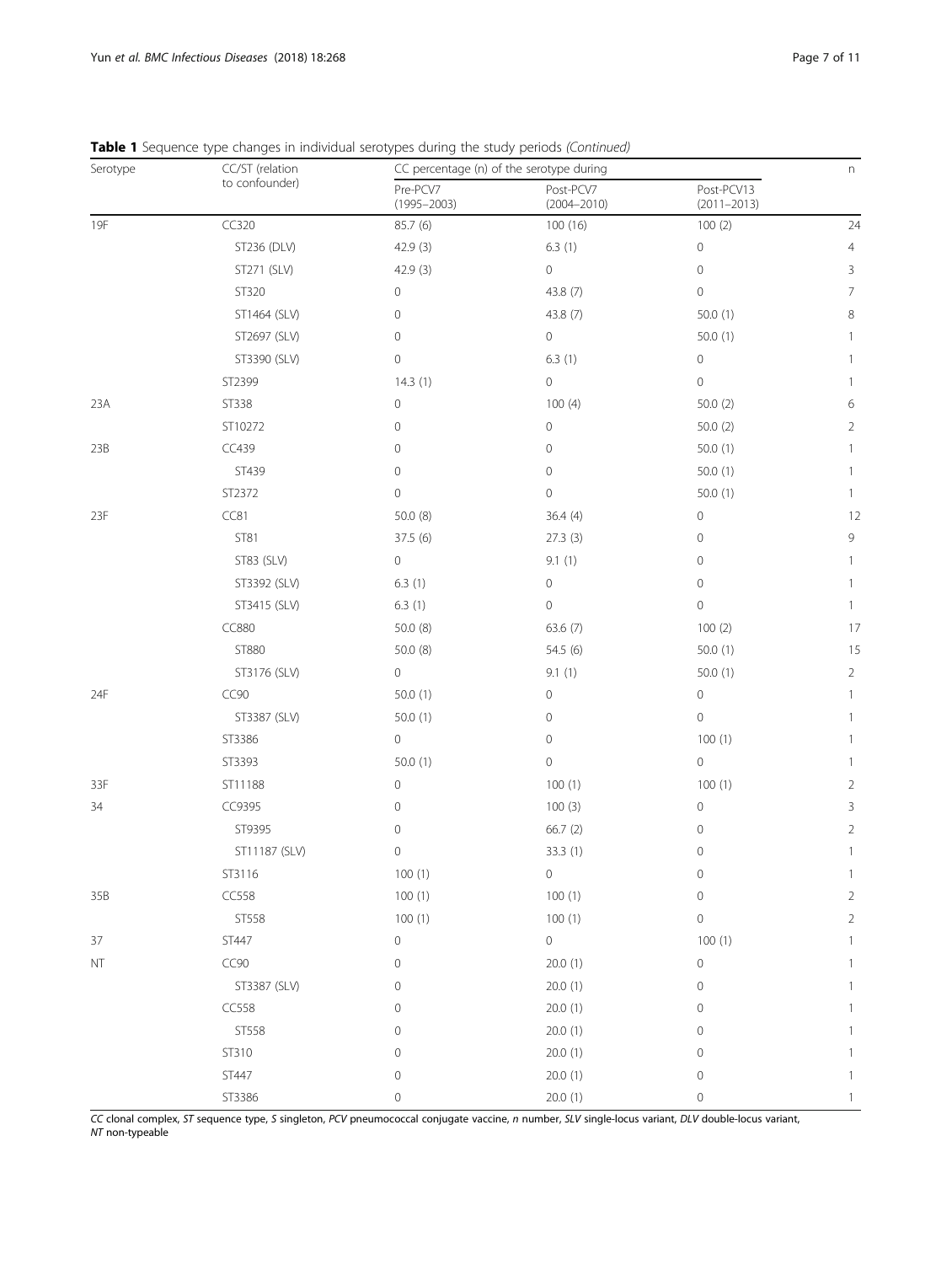**Table 1** Sequence type changes in individual serotypes during the study periods *(Continued)*

| Serotype | CC/ST (relation to confounder) | CC percentage (n) of the serotype during | | | n |
|---|---|---|---|---|---|
| | | Pre-PCV7 (1995–2003) | Post-PCV7 (2004–2010) | Post-PCV13 (2011–2013) | |
| 19F | CC320 | 85.7 (6) | 100 (16) | 100 (2) | 24 |
| | ST236 (DLV) | 42.9 (3) | 6.3 (1) | 0 | 4 |
| | ST271 (SLV) | 42.9 (3) | 0 | 0 | 3 |
| | ST320 | 0 | 43.8 (7) | 0 | 7 |
| | ST1464 (SLV) | 0 | 43.8 (7) | 50.0 (1) | 8 |
| | ST2697 (SLV) | 0 | 0 | 50.0 (1) | 1 |
| | ST3390 (SLV) | 0 | 6.3 (1) | 0 | 1 |
| | ST2399 | 14.3 (1) | 0 | 0 | 1 |
| 23A | ST338 | 0 | 100 (4) | 50.0 (2) | 6 |
| | ST10272 | 0 | 0 | 50.0 (2) | 2 |
| 23B | CC439 | 0 | 0 | 50.0 (1) | 1 |
| | ST439 | 0 | 0 | 50.0 (1) | 1 |
| | ST2372 | 0 | 0 | 50.0 (1) | 1 |
| 23F | CC81 | 50.0 (8) | 36.4 (4) | 0 | 12 |
| | ST81 | 37.5 (6) | 27.3 (3) | 0 | 9 |
| | ST83 (SLV) | 0 | 9.1 (1) | 0 | 1 |
| | ST3392 (SLV) | 6.3 (1) | 0 | 0 | 1 |
| | ST3415 (SLV) | 6.3 (1) | 0 | 0 | 1 |
| | CC880 | 50.0 (8) | 63.6 (7) | 100 (2) | 17 |
| | ST880 | 50.0 (8) | 54.5 (6) | 50.0 (1) | 15 |
| | ST3176 (SLV) | 0 | 9.1 (1) | 50.0 (1) | 2 |
| 24F | CC90 | 50.0 (1) | 0 | 0 | 1 |
| | ST3387 (SLV) | 50.0 (1) | 0 | 0 | 1 |
| | ST3386 | 0 | 0 | 100 (1) | 1 |
| | ST3393 | 50.0 (1) | 0 | 0 | 1 |
| 33F | ST11188 | 0 | 100 (1) | 100 (1) | 2 |
| 34 | CC9395 | 0 | 100 (3) | 0 | 3 |
| | ST9395 | 0 | 66.7 (2) | 0 | 2 |
| | ST11187 (SLV) | 0 | 33.3 (1) | 0 | 1 |
| | ST3116 | 100 (1) | 0 | 0 | 1 |
| 35B | CC558 | 100 (1) | 100 (1) | 0 | 2 |
| | ST558 | 100 (1) | 100 (1) | 0 | 2 |
| 37 | ST447 | 0 | 0 | 100 (1) | 1 |
| NT | CC90 | 0 | 20.0 (1) | 0 | 1 |
| | ST3387 (SLV) | 0 | 20.0 (1) | 0 | 1 |
| | CC558 | 0 | 20.0 (1) | 0 | 1 |
| | ST558 | 0 | 20.0 (1) | 0 | 1 |
| | ST310 | 0 | 20.0 (1) | 0 | 1 |
| | ST447 | 0 | 20.0 (1) | 0 | 1 |
| | ST3386 | 0 | 20.0 (1) | 0 | 1 |

*CC* clonal complex, *ST* sequence type, *S* singleton, *PCV* pneumococcal conjugate vaccine, *n* number, *SLV* single-locus variant, *DLV* double-locus variant, *NT* non-typeable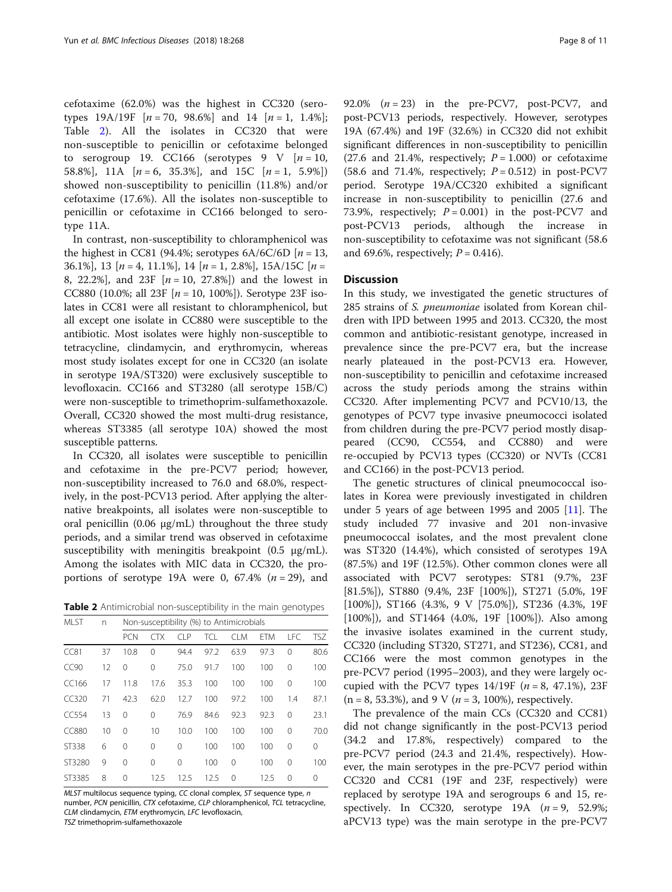cefotaxime (62.0%) was the highest in CC320 (serotypes 19A/19F [*n* = 70, 98.6%] and 14 [*n* = 1, 1.4%]; Table 2). All the isolates in CC320 that were non-susceptible to penicillin or cefotaxime belonged to serogroup 19. CC166 (serotypes 9 V [*n* = 10, 58.8%], 11A [*n* = 6, 35.3%], and 15C [*n* = 1, 5.9%]) showed non-susceptibility to penicillin (11.8%) and/or cefotaxime (17.6%). All the isolates non-susceptible to penicillin or cefotaxime in CC166 belonged to serotype 11A.

In contrast, non-susceptibility to chloramphenicol was the highest in CC81 (94.4%; serotypes 6A/6C/6D [*n* = 13, 36.1%], 13 [*n* = 4, 11.1%], 14 [*n* = 1, 2.8%], 15A/15C [*n* = 8, 22.2%], and 23F [*n* = 10, 27.8%]) and the lowest in CC880 (10.0%; all 23F [*n* = 10, 100%]). Serotype 23F isolates in CC81 were all resistant to chloramphenicol, but all except one isolate in CC880 were susceptible to the antibiotic. Most isolates were highly non-susceptible to tetracycline, clindamycin, and erythromycin, whereas most study isolates except for one in CC320 (an isolate in serotype 19A/ST320) were exclusively susceptible to levofloxacin. CC166 and ST3280 (all serotype 15B/C) were non-susceptible to trimethoprim-sulfamethoxazole. Overall, CC320 showed the most multi-drug resistance, whereas ST3385 (all serotype 10A) showed the most susceptible patterns.

In CC320, all isolates were susceptible to penicillin and cefotaxime in the pre-PCV7 period; however, non-susceptibility increased to 76.0 and 68.0%, respectively, in the post-PCV13 period. After applying the alternative breakpoints, all isolates were non-susceptible to oral penicillin (0.06 μg/mL) throughout the three study periods, and a similar trend was observed in cefotaxime susceptibility with meningitis breakpoint (0.5 μg/mL). Among the isolates with MIC data in CC320, the proportions of serotype 19A were 0, 67.4% (*n* = 29), and 92.0% (*n* = 23) in the pre-PCV7, post-PCV7, and post-PCV13 periods, respectively. However, serotypes 19A (67.4%) and 19F (32.6%) in CC320 did not exhibit significant differences in non-susceptibility to penicillin (27.6 and 21.4%, respectively; $P = 1.000$) or cefotaxime (58.6 and 71.4%, respectively; $P = 0.512$) in post-PCV7 period. Serotype 19A/CC320 exhibited a significant increase in non-susceptibility to penicillin (27.6 and 73.9%, respectively; $P = 0.001$) in the post-PCV7 and post-PCV13 periods, although the increase in non-susceptibility to cefotaxime was not significant (58.6 and 69.6%, respectively; $P = 0.416$).

**Table 2** Antimicrobial non-susceptibility in the main genotypes

| MLST | n | Non-susceptibility (%) to Antimicrobials | | | | | | | |
|---|---|---|---|---|---|---|---|---|---|
| | | PCN | CTX | CLP | TCL | CLM | ETM | LFC | TSZ |
| CC81 | 37 | 10.8 | 0 | 94.4 | 97.2 | 63.9 | 97.3 | 0 | 80.6 |
| CC90 | 12 | 0 | 0 | 75.0 | 91.7 | 100 | 100 | 0 | 100 |
| CC166 | 17 | 11.8 | 17.6 | 35.3 | 100 | 100 | 100 | 0 | 100 |
| CC320 | 71 | 42.3 | 62.0 | 12.7 | 100 | 97.2 | 100 | 1.4 | 87.1 |
| CC554 | 13 | 0 | 0 | 76.9 | 84.6 | 92.3 | 92.3 | 0 | 23.1 |
| CC880 | 10 | 0 | 10 | 10.0 | 100 | 100 | 100 | 0 | 70.0 |
| ST338 | 6 | 0 | 0 | 0 | 100 | 100 | 100 | 0 | 0 |
| ST3280 | 9 | 0 | 0 | 0 | 100 | 0 | 100 | 0 | 100 |
| ST3385 | 8 | 0 | 12.5 | 12.5 | 12.5 | 0 | 12.5 | 0 | 0 |

*MLST* multilocus sequence typing, *CC* clonal complex, *ST* sequence type, *n* number, *PCN* penicillin, *CTX* cefotaxime, *CLP* chloramphenicol, *TCL* tetracycline, *CLM* clindamycin, *ETM* erythromycin, *LFC* levofloxacin, *TSZ* trimethoprim-sulfamethoxazole

## Discussion

In this study, we investigated the genetic structures of 285 strains of *S. pneumoniae* isolated from Korean children with IPD between 1995 and 2013. CC320, the most common and antibiotic-resistant genotype, increased in prevalence since the pre-PCV7 era, but the increase nearly plateaued in the post-PCV13 era. However, non-susceptibility to penicillin and cefotaxime increased across the study periods among the strains within CC320. After implementing PCV7 and PCV10/13, the genotypes of PCV7 type invasive pneumococci isolated from children during the pre-PCV7 period mostly disappeared (CC90, CC554, and CC880) and were re-occupied by PCV13 types (CC320) or NVTs (CC81 and CC166) in the post-PCV13 period.

The genetic structures of clinical pneumococcal isolates in Korea were previously investigated in children under 5 years of age between 1995 and 2005 [11]. The study included 77 invasive and 201 non-invasive pneumococcal isolates, and the most prevalent clone was ST320 (14.4%), which consisted of serotypes 19A (87.5%) and 19F (12.5%). Other common clones were all associated with PCV7 serotypes: ST81 (9.7%, 23F [81.5%]), ST880 (9.4%, 23F [100%]), ST271 (5.0%, 19F [100%]), ST166 (4.3%, 9 V [75.0%]), ST236 (4.3%, 19F [100%]), and ST1464 (4.0%, 19F [100%]). Also among the invasive isolates examined in the current study, CC320 (including ST320, ST271, and ST236), CC81, and CC166 were the most common genotypes in the pre-PCV7 period (1995–2003), and they were largely occupied with the PCV7 types 14/19F (*n* = 8, 47.1%), 23F (n = 8, 53.3%), and 9 V (*n* = 3, 100%), respectively.

The prevalence of the main CCs (CC320 and CC81) did not change significantly in the post-PCV13 period (34.2 and 17.8%, respectively) compared to the pre-PCV7 period (24.3 and 21.4%, respectively). However, the main serotypes in the pre-PCV7 period within CC320 and CC81 (19F and 23F, respectively) were replaced by serotype 19A and serogroups 6 and 15, respectively. In CC320, serotype 19A (*n* = 9, 52.9%; aPCV13 type) was the main serotype in the pre-PCV7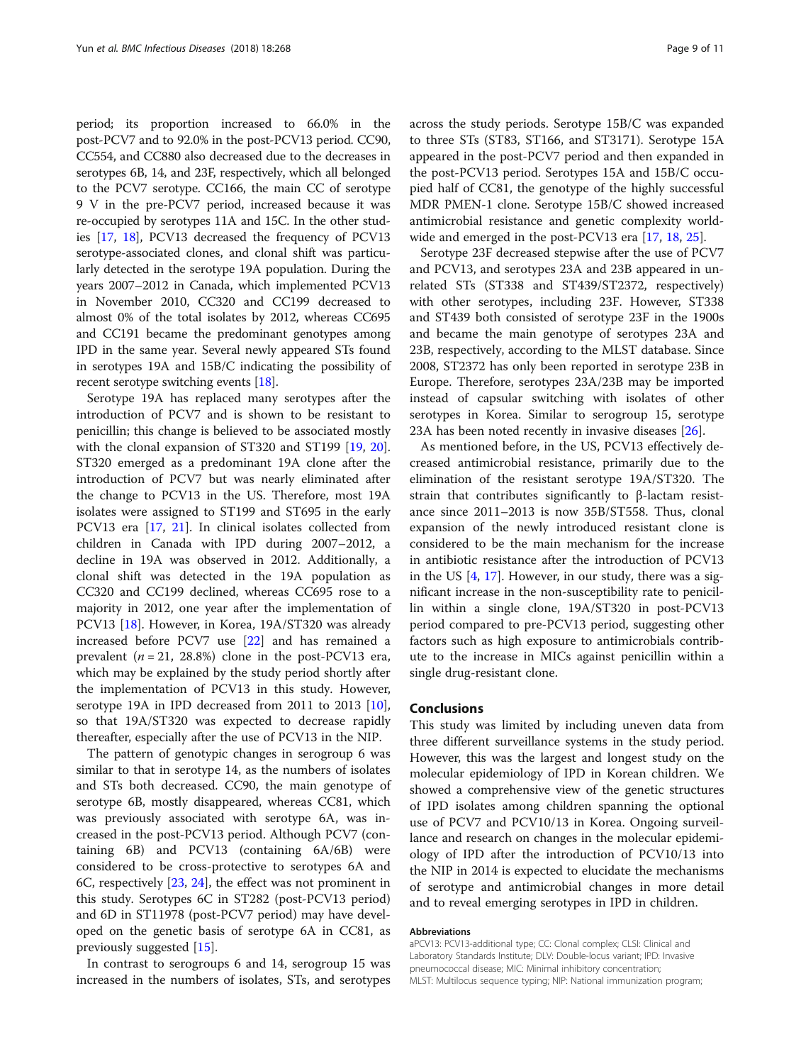period; its proportion increased to 66.0% in the post-PCV7 and to 92.0% in the post-PCV13 period. CC90, CC554, and CC880 also decreased due to the decreases in serotypes 6B, 14, and 23F, respectively, which all belonged to the PCV7 serotype. CC166, the main CC of serotype 9 V in the pre-PCV7 period, increased because it was re-occupied by serotypes 11A and 15C. In the other studies [17, 18], PCV13 decreased the frequency of PCV13 serotype-associated clones, and clonal shift was particularly detected in the serotype 19A population. During the years 2007–2012 in Canada, which implemented PCV13 in November 2010, CC320 and CC199 decreased to almost 0% of the total isolates by 2012, whereas CC695 and CC191 became the predominant genotypes among IPD in the same year. Several newly appeared STs found in serotypes 19A and 15B/C indicating the possibility of recent serotype switching events [18].

Serotype 19A has replaced many serotypes after the introduction of PCV7 and is shown to be resistant to penicillin; this change is believed to be associated mostly with the clonal expansion of ST320 and ST199 [19, 20]. ST320 emerged as a predominant 19A clone after the introduction of PCV7 but was nearly eliminated after the change to PCV13 in the US. Therefore, most 19A isolates were assigned to ST199 and ST695 in the early PCV13 era [17, 21]. In clinical isolates collected from children in Canada with IPD during 2007–2012, a decline in 19A was observed in 2012. Additionally, a clonal shift was detected in the 19A population as CC320 and CC199 declined, whereas CC695 rose to a majority in 2012, one year after the implementation of PCV13 [18]. However, in Korea, 19A/ST320 was already increased before PCV7 use [22] and has remained a prevalent ($n = 21$, 28.8%) clone in the post-PCV13 era, which may be explained by the study period shortly after the implementation of PCV13 in this study. However, serotype 19A in IPD decreased from 2011 to 2013 [10], so that 19A/ST320 was expected to decrease rapidly thereafter, especially after the use of PCV13 in the NIP.

The pattern of genotypic changes in serogroup 6 was similar to that in serotype 14, as the numbers of isolates and STs both decreased. CC90, the main genotype of serotype 6B, mostly disappeared, whereas CC81, which was previously associated with serotype 6A, was increased in the post-PCV13 period. Although PCV7 (containing 6B) and PCV13 (containing 6A/6B) were considered to be cross-protective to serotypes 6A and 6C, respectively [23, 24], the effect was not prominent in this study. Serotypes 6C in ST282 (post-PCV13 period) and 6D in ST11978 (post-PCV7 period) may have developed on the genetic basis of serotype 6A in CC81, as previously suggested [15].

In contrast to serogroups 6 and 14, serogroup 15 was increased in the numbers of isolates, STs, and serotypes across the study periods. Serotype 15B/C was expanded to three STs (ST83, ST166, and ST3171). Serotype 15A appeared in the post-PCV7 period and then expanded in the post-PCV13 period. Serotypes 15A and 15B/C occupied half of CC81, the genotype of the highly successful MDR PMEN-1 clone. Serotype 15B/C showed increased antimicrobial resistance and genetic complexity worldwide and emerged in the post-PCV13 era [17, 18, 25].

Serotype 23F decreased stepwise after the use of PCV7 and PCV13, and serotypes 23A and 23B appeared in unrelated STs (ST338 and ST439/ST2372, respectively) with other serotypes, including 23F. However, ST338 and ST439 both consisted of serotype 23F in the 1900s and became the main genotype of serotypes 23A and 23B, respectively, according to the MLST database. Since 2008, ST2372 has only been reported in serotype 23B in Europe. Therefore, serotypes 23A/23B may be imported instead of capsular switching with isolates of other serotypes in Korea. Similar to serogroup 15, serotype 23A has been noted recently in invasive diseases [26].

As mentioned before, in the US, PCV13 effectively decreased antimicrobial resistance, primarily due to the elimination of the resistant serotype 19A/ST320. The strain that contributes significantly to β-lactam resistance since 2011–2013 is now 35B/ST558. Thus, clonal expansion of the newly introduced resistant clone is considered to be the main mechanism for the increase in antibiotic resistance after the introduction of PCV13 in the US [4, 17]. However, in our study, there was a significant increase in the non-susceptibility rate to penicillin within a single clone, 19A/ST320 in post-PCV13 period compared to pre-PCV13 period, suggesting other factors such as high exposure to antimicrobials contribute to the increase in MICs against penicillin within a single drug-resistant clone.

## Conclusions

This study was limited by including uneven data from three different surveillance systems in the study period. However, this was the largest and longest study on the molecular epidemiology of IPD in Korean children. We showed a comprehensive view of the genetic structures of IPD isolates among children spanning the optional use of PCV7 and PCV10/13 in Korea. Ongoing surveillance and research on changes in the molecular epidemiology of IPD after the introduction of PCV10/13 into the NIP in 2014 is expected to elucidate the mechanisms of serotype and antimicrobial changes in more detail and to reveal emerging serotypes in IPD in children.

#### Abbreviations

aPCV13: PCV13-additional type; CC: Clonal complex; CLSI: Clinical and Laboratory Standards Institute; DLV: Double-locus variant; IPD: Invasive pneumococcal disease; MIC: Minimal inhibitory concentration; MLST: Multilocus sequence typing; NIP: National immunization program;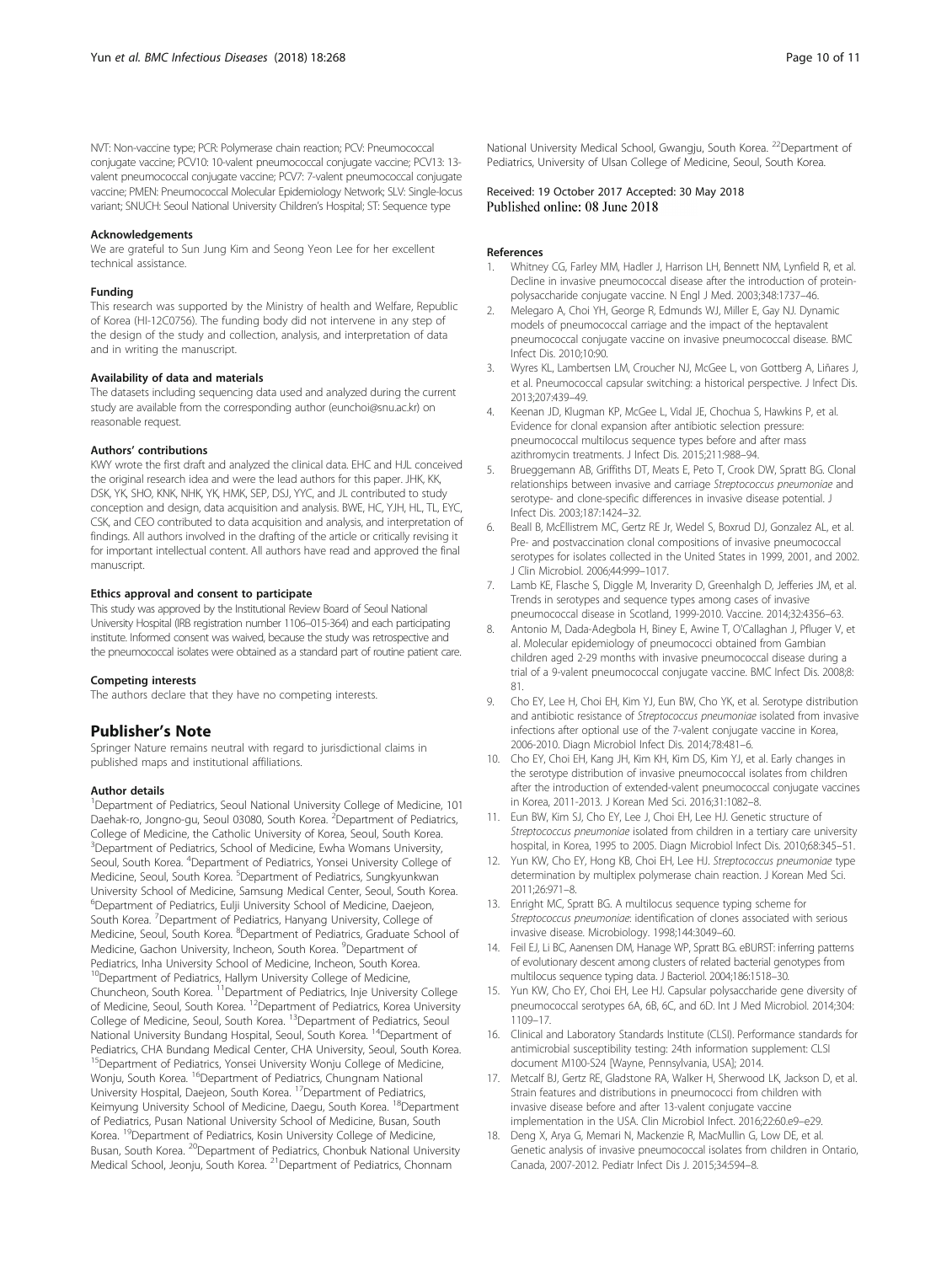NVT: Non-vaccine type; PCR: Polymerase chain reaction; PCV: Pneumococcal conjugate vaccine; PCV10: 10-valent pneumococcal conjugate vaccine; PCV13: 13-valent pneumococcal conjugate vaccine; PCV7: 7-valent pneumococcal conjugate vaccine; PMEN: Pneumococcal Molecular Epidemiology Network; SLV: Single-locus variant; SNUCH: Seoul National University Children's Hospital; ST: Sequence type

#### Acknowledgements

We are grateful to Sun Jung Kim and Seong Yeon Lee for her excellent technical assistance.

#### Funding

This research was supported by the Ministry of health and Welfare, Republic of Korea (HI-12C0756). The funding body did not intervene in any step of the design of the study and collection, analysis, and interpretation of data and in writing the manuscript.

#### Availability of data and materials

The datasets including sequencing data used and analyzed during the current study are available from the corresponding author (eunchoi@snu.ac.kr) on reasonable request.

#### Authors' contributions

KWY wrote the first draft and analyzed the clinical data. EHC and HJL conceived the original research idea and were the lead authors for this paper. JHK, KK, DSK, YK, SHO, KNK, NHK, YK, HMK, SEP, DSJ, YYC, and JL contributed to study conception and design, data acquisition and analysis. BWE, HC, YJH, HL, TL, EYC, CSK, and CEO contributed to data acquisition and analysis, and interpretation of findings. All authors involved in the drafting of the article or critically revising it for important intellectual content. All authors have read and approved the final manuscript.

#### Ethics approval and consent to participate

This study was approved by the Institutional Review Board of Seoul National University Hospital (IRB registration number 1106–015-364) and each participating institute. Informed consent was waived, because the study was retrospective and the pneumococcal isolates were obtained as a standard part of routine patient care.

#### Competing interests

The authors declare that they have no competing interests.

## Publisher's Note

Springer Nature remains neutral with regard to jurisdictional claims in published maps and institutional affiliations.

#### Author details

[1]Department of Pediatrics, Seoul National University College of Medicine, 101 Daehak-ro, Jongno-gu, Seoul 03080, South Korea. [2]Department of Pediatrics, College of Medicine, the Catholic University of Korea, Seoul, South Korea. [3]Department of Pediatrics, School of Medicine, Ewha Womans University, Seoul, South Korea. [4]Department of Pediatrics, Yonsei University College of Medicine, Seoul, South Korea. [5]Department of Pediatrics, Sungkyunkwan University School of Medicine, Samsung Medical Center, Seoul, South Korea. [6]Department of Pediatrics, Eulji University School of Medicine, Daejeon, South Korea. [7]Department of Pediatrics, Hanyang University, College of Medicine, Seoul, South Korea. [8]Department of Pediatrics, Graduate School of Medicine, Gachon University, Incheon, South Korea. [9]Department of Pediatrics, Inha University School of Medicine, Incheon, South Korea. [10]Department of Pediatrics, Hallym University College of Medicine, Chuncheon, South Korea. [11]Department of Pediatrics, Inje University College of Medicine, Seoul, South Korea. [12]Department of Pediatrics, Korea University College of Medicine, Seoul, South Korea. [13]Department of Pediatrics, Seoul National University Bundang Hospital, Seoul, South Korea. [14]Department of Pediatrics, CHA Bundang Medical Center, CHA University, Seoul, South Korea. [15]Department of Pediatrics, Yonsei University Wonju College of Medicine, Wonju, South Korea. [16]Department of Pediatrics, Chungnam National University Hospital, Daejeon, South Korea. [17]Department of Pediatrics, Keimyung University School of Medicine, Daegu, South Korea. [18]Department of Pediatrics, Pusan National University School of Medicine, Busan, South Korea. [19]Department of Pediatrics, Kosin University College of Medicine, Busan, South Korea. [20]Department of Pediatrics, Chonbuk National University Medical School, Jeonju, South Korea. [21]Department of Pediatrics, Chonnam National University Medical School, Gwangju, South Korea. [22]Department of Pediatrics, University of Ulsan College of Medicine, Seoul, South Korea.

Received: 19 October 2017 Accepted: 30 May 2018
Published online: 08 June 2018

#### References

1. Whitney CG, Farley MM, Hadler J, Harrison LH, Bennett NM, Lynfield R, et al. Decline in invasive pneumococcal disease after the introduction of protein-polysaccharide conjugate vaccine. N Engl J Med. 2003;348:1737–46.
2. Melegaro A, Choi YH, George R, Edmunds WJ, Miller E, Gay NJ. Dynamic models of pneumococcal carriage and the impact of the heptavalent pneumococcal conjugate vaccine on invasive pneumococcal disease. BMC Infect Dis. 2010;10:90.
3. Wyres KL, Lambertsen LM, Croucher NJ, McGee L, von Gottberg A, Liñares J, et al. Pneumococcal capsular switching: a historical perspective. J Infect Dis. 2013;207:439–49.
4. Keenan JD, Klugman KP, McGee L, Vidal JE, Chochua S, Hawkins P, et al. Evidence for clonal expansion after antibiotic selection pressure: pneumococcal multilocus sequence types before and after mass azithromycin treatments. J Infect Dis. 2015;211:988–94.
5. Brueggemann AB, Griffiths DT, Meats E, Peto T, Crook DW, Spratt BG. Clonal relationships between invasive and carriage *Streptococcus pneumoniae* and serotype- and clone-specific differences in invasive disease potential. J Infect Dis. 2003;187:1424–32.
6. Beall B, McEllistrem MC, Gertz RE Jr, Wedel S, Boxrud DJ, Gonzalez AL, et al. Pre- and postvaccination clonal compositions of invasive pneumococcal serotypes for isolates collected in the United States in 1999, 2001, and 2002. J Clin Microbiol. 2006;44:999–1017.
7. Lamb KE, Flasche S, Diggle M, Inverarity D, Greenhalgh D, Jefferies JM, et al. Trends in serotypes and sequence types among cases of invasive pneumococcal disease in Scotland, 1999-2010. Vaccine. 2014;32:4356–63.
8. Antonio M, Dada-Adegbola H, Biney E, Awine T, O'Callaghan J, Pfluger V, et al. Molecular epidemiology of pneumococci obtained from Gambian children aged 2-29 months with invasive pneumococcal disease during a trial of a 9-valent pneumococcal conjugate vaccine. BMC Infect Dis. 2008;8:81.
9. Cho EY, Lee H, Choi EH, Kim YJ, Eun BW, Cho YK, et al. Serotype distribution and antibiotic resistance of *Streptococcus pneumoniae* isolated from invasive infections after optional use of the 7-valent conjugate vaccine in Korea, 2006-2010. Diagn Microbiol Infect Dis. 2014;78:481–6.
10. Cho EY, Choi EH, Kang JH, Kim KH, Kim DS, Kim YJ, et al. Early changes in the serotype distribution of invasive pneumococcal isolates from children after the introduction of extended-valent pneumococcal conjugate vaccines in Korea, 2011-2013. J Korean Med Sci. 2016;31:1082–8.
11. Eun BW, Kim SJ, Cho EY, Lee J, Choi EH, Lee HJ. Genetic structure of *Streptococcus pneumoniae* isolated from children in a tertiary care university hospital, in Korea, 1995 to 2005. Diagn Microbiol Infect Dis. 2010;68:345–51.
12. Yun KW, Cho EY, Hong KB, Choi EH, Lee HJ. *Streptococcus pneumoniae* type determination by multiplex polymerase chain reaction. J Korean Med Sci. 2011;26:971–8.
13. Enright MC, Spratt BG. A multilocus sequence typing scheme for *Streptococcus pneumoniae*: identification of clones associated with serious invasive disease. Microbiology. 1998;144:3049–60.
14. Feil EJ, Li BC, Aanensen DM, Hanage WP, Spratt BG. eBURST: inferring patterns of evolutionary descent among clusters of related bacterial genotypes from multilocus sequence typing data. J Bacteriol. 2004;186:1518–30.
15. Yun KW, Cho EY, Choi EH, Lee HJ. Capsular polysaccharide gene diversity of pneumococcal serotypes 6A, 6B, 6C, and 6D. Int J Med Microbiol. 2014;304:1109–17.
16. Clinical and Laboratory Standards Institute (CLSI). Performance standards for antimicrobial susceptibility testing: 24th information supplement: CLSI document M100-S24 [Wayne, Pennsylvania, USA]; 2014.
17. Metcalf BJ, Gertz RE, Gladstone RA, Walker H, Sherwood LK, Jackson D, et al. Strain features and distributions in pneumococci from children with invasive disease before and after 13-valent conjugate vaccine implementation in the USA. Clin Microbiol Infect. 2016;22:60.e9–e29.
18. Deng X, Arya G, Memari N, Mackenzie R, MacMullin G, Low DE, et al. Genetic analysis of invasive pneumococcal isolates from children in Ontario, Canada, 2007-2012. Pediatr Infect Dis J. 2015;34:594–8.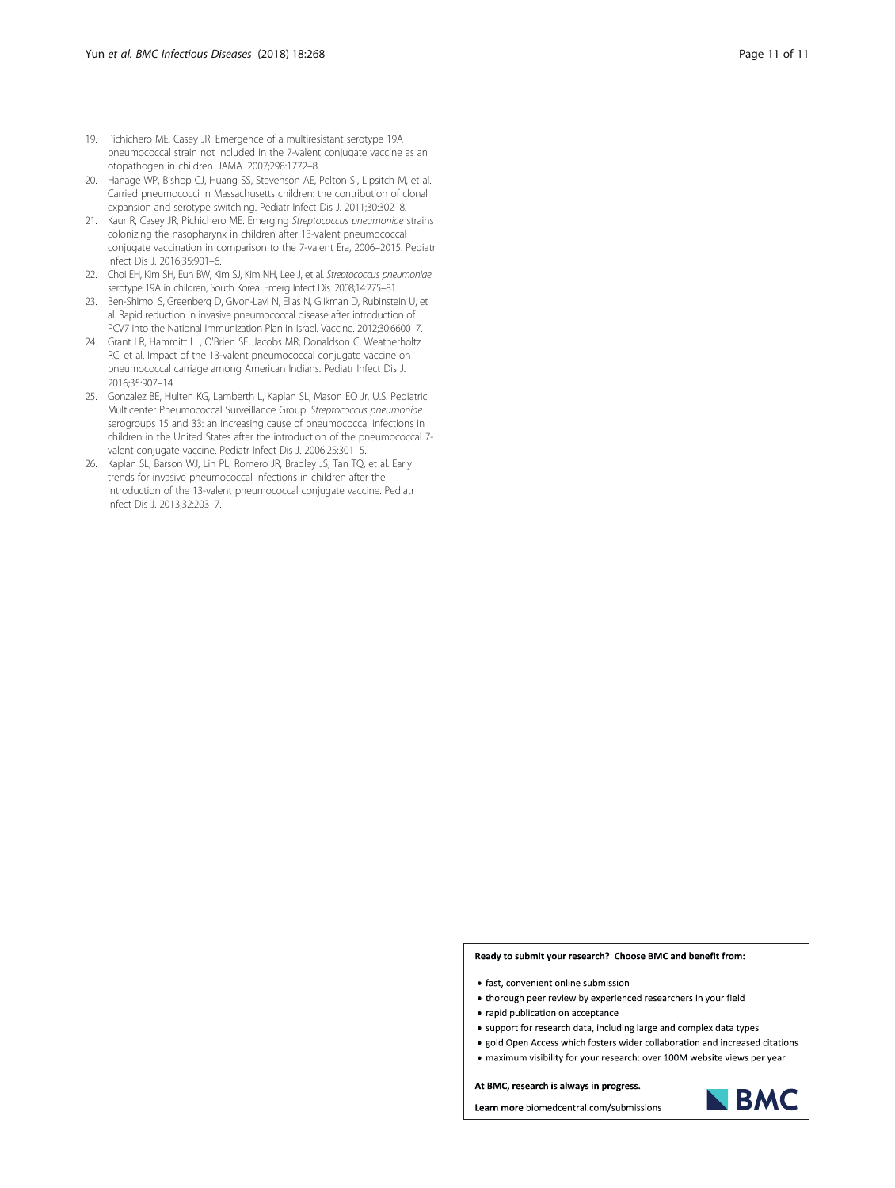19. Pichichero ME, Casey JR. Emergence of a multiresistant serotype 19A pneumococcal strain not included in the 7-valent conjugate vaccine as an otopathogen in children. JAMA. 2007;298:1772–8.
20. Hanage WP, Bishop CJ, Huang SS, Stevenson AE, Pelton SI, Lipsitch M, et al. Carried pneumococci in Massachusetts children: the contribution of clonal expansion and serotype switching. Pediatr Infect Dis J. 2011;30:302–8.
21. Kaur R, Casey JR, Pichichero ME. Emerging *Streptococcus pneumoniae* strains colonizing the nasopharynx in children after 13-valent pneumococcal conjugate vaccination in comparison to the 7-valent Era, 2006–2015. Pediatr Infect Dis J. 2016;35:901–6.
22. Choi EH, Kim SH, Eun BW, Kim SJ, Kim NH, Lee J, et al. *Streptococcus pneumoniae* serotype 19A in children, South Korea. Emerg Infect Dis. 2008;14:275–81.
23. Ben-Shimol S, Greenberg D, Givon-Lavi N, Elias N, Glikman D, Rubinstein U, et al. Rapid reduction in invasive pneumococcal disease after introduction of PCV7 into the National Immunization Plan in Israel. Vaccine. 2012;30:6600–7.
24. Grant LR, Hammitt LL, O'Brien SE, Jacobs MR, Donaldson C, Weatherholtz RC, et al. Impact of the 13-valent pneumococcal conjugate vaccine on pneumococcal carriage among American Indians. Pediatr Infect Dis J. 2016;35:907–14.
25. Gonzalez BE, Hulten KG, Lamberth L, Kaplan SL, Mason EO Jr, U.S. Pediatric Multicenter Pneumococcal Surveillance Group. *Streptococcus pneumoniae* serogroups 15 and 33: an increasing cause of pneumococcal infections in children in the United States after the introduction of the pneumococcal 7-valent conjugate vaccine. Pediatr Infect Dis J. 2006;25:301–5.
26. Kaplan SL, Barson WJ, Lin PL, Romero JR, Bradley JS, Tan TQ, et al. Early trends for invasive pneumococcal infections in children after the introduction of the 13-valent pneumococcal conjugate vaccine. Pediatr Infect Dis J. 2013;32:203–7.

**Ready to submit your research? Choose BMC and benefit from:**

- fast, convenient online submission
- thorough peer review by experienced researchers in your field
- rapid publication on acceptance
- support for research data, including large and complex data types
- gold Open Access which fosters wider collaboration and increased citations
- maximum visibility for your research: over 100M website views per year

**At BMC, research is always in progress.**

**Learn more** biomedcentral.com/submissions